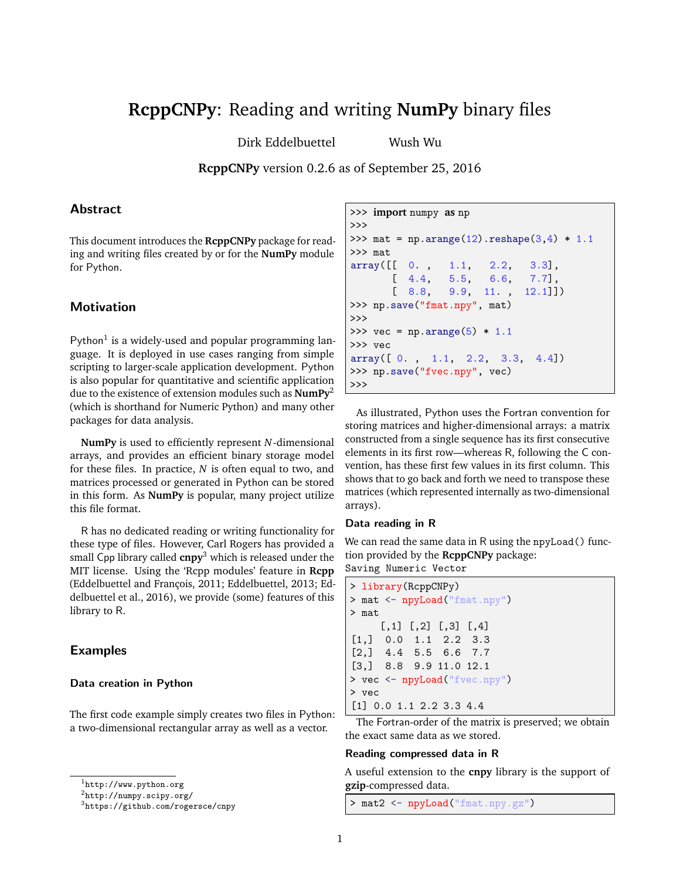# **RcppCNPy**: Reading and writing **NumPy** binary files

Dirk Eddelbuettel    Wush Wu

**RcppCNPy** version 0.2.6 as of September 25, 2016

## Abstract

This document introduces the **RcppCNPy** package for reading and writing files created by or for the **NumPy** module for Python.

## Motivation

Python[1] is a widely-used and popular programming language. It is deployed in use cases ranging from simple scripting to larger-scale application development. Python is also popular for quantitative and scientific application due to the existence of extension modules such as **NumPy**[2] (which is shorthand for Numeric Python) and many other packages for data analysis.

**NumPy** is used to efficiently represent $N$-dimensional arrays, and provides an efficient binary storage model for these files. In practice, $N$ is often equal to two, and matrices processed or generated in Python can be stored in this form. As **NumPy** is popular, many project utilize this file format.

R has no dedicated reading or writing functionality for these type of files. However, Carl Rogers has provided a small Cpp library called **cnpy**[3] which is released under the MIT license. Using the 'Rcpp modules' feature in **Rcpp** (Eddelbuettel and François, 2011; Eddelbuettel, 2013; Eddelbuettel et al., 2016), we provide (some) features of this library to R.

## Examples

### Data creation in Python

The first code example simply creates two files in Python: a two-dimensional rectangular array as well as a vector.

```
>>> import numpy as np
>>>
>>> mat = np.arange(12).reshape(3,4) * 1.1
>>> mat
array([[  0. ,   1.1,   2.2,   3.3],
       [  4.4,   5.5,   6.6,   7.7],
       [  8.8,   9.9,  11. ,  12.1]])
>>> np.save("fmat.npy", mat)
>>>
>>> vec = np.arange(5) * 1.1
>>> vec
array([ 0. ,  1.1,  2.2,  3.3,  4.4])
>>> np.save("fvec.npy", vec)
>>>
```

As illustrated, Python uses the Fortran convention for storing matrices and higher-dimensional arrays: a matrix constructed from a single sequence has its first consecutive elements in its first row—whereas R, following the C convention, has these first few values in its first column. This shows that to go back and forth we need to transpose these matrices (which represented internally as two-dimensional arrays).

### Data reading in R

We can read the same data in R using the `npyLoad()` function provided by the **RcppCNPy** package:
Saving Numeric Vector

```
> library(RcppCNPy)
> mat <- npyLoad("fmat.npy")
> mat
     [,1] [,2] [,3] [,4]
[1,]  0.0  1.1  2.2  3.3
[2,]  4.4  5.5  6.6  7.7
[3,]  8.8  9.9 11.0 12.1
> vec <- npyLoad("fvec.npy")
> vec
[1] 0.0 1.1 2.2 3.3 4.4
```

The Fortran-order of the matrix is preserved; we obtain the exact same data as we stored.

### Reading compressed data in R

A useful extension to the **cnpy** library is the support of **gzip**-compressed data.

```
> mat2 <- npyLoad("fmat.npy.gz")
```

---

[1] http://www.python.org
[2] http://numpy.scipy.org/
[3] https://github.com/rogersce/cnpy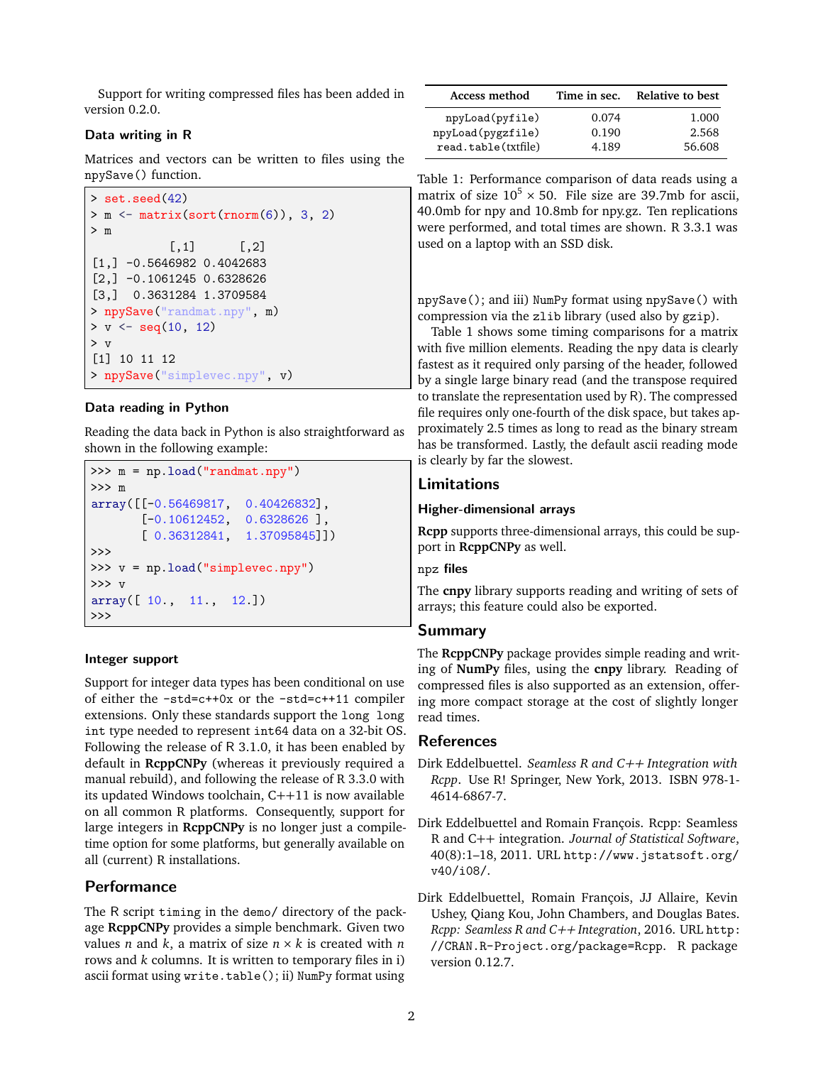Support for writing compressed files has been added in version 0.2.0.

### Data writing in R

Matrices and vectors can be written to files using the `npySave()` function.

```
> set.seed(42)
> m <- matrix(sort(rnorm(6)), 3, 2)
> m
           [,1]      [,2]
[1,] -0.5646982 0.4042683
[2,] -0.1061245 0.6328626
[3,]  0.3631284 1.3709584
> npySave("randmat.npy", m)
> v <- seq(10, 12)
> v
[1] 10 11 12
> npySave("simplevec.npy", v)
```

### Data reading in Python

Reading the data back in Python is also straightforward as shown in the following example:

```
>>> m = np.load("randmat.npy")
>>> m
array([[-0.56469817,  0.40426832],
       [-0.10612452,  0.6328626 ],
       [ 0.36312841,  1.37095845]])
>>>
>>> v = np.load("simplevec.npy")
>>> v
array([ 10.,   11.,   12.])
>>>
```

### Integer support

Support for integer data types has been conditional on use of either the `-std=c++0x` or the `-std=c++11` compiler extensions. Only these standards support the `long long int` type needed to represent `int64` data on a 32-bit OS. Following the release of R 3.1.0, it has been enabled by default in **RcppCNPy** (whereas it previously required a manual rebuild), and following the release of R 3.3.0 with its updated Windows toolchain, C++11 is now available on all common R platforms. Consequently, support for large integers in **RcppCNPy** is no longer just a compile-time option for some platforms, but generally available on all (current) R installations.

## Performance

The R script `timing` in the `demo/` directory of the package **RcppCNPy** provides a simple benchmark. Given two values $n$ and $k$, a matrix of size $n \times k$ is created with $n$ rows and $k$ columns. It is written to temporary files in i) ascii format using `write.table()`; ii) NumPy format using `npySave()`; and iii) NumPy format using `npySave()` with compression via the `zlib` library (used also by `gzip`).

| Access method | Time in sec. | Relative to best |
|---|---|---|
| npyLoad(pyfile) | 0.074 | 1.000 |
| npyLoad(pygzfile) | 0.190 | 2.568 |
| read.table(txtfile) | 4.189 | 56.608 |

Table 1: Performance comparison of data reads using a matrix of size $10^5 \times 50$. File size are 39.7mb for ascii, 40.0mb for npy and 10.8mb for npy.gz. Ten replications were performed, and total times are shown. R 3.3.1 was used on a laptop with an SSD disk.

Table 1 shows some timing comparisons for a matrix with five million elements. Reading the npy data is clearly fastest as it required only parsing of the header, followed by a single large binary read (and the transpose required to translate the representation used by R). The compressed file requires only one-fourth of the disk space, but takes approximately 2.5 times as long to read as the binary stream has be transformed. Lastly, the default ascii reading mode is clearly by far the slowest.

## Limitations

### Higher-dimensional arrays

**Rcpp** supports three-dimensional arrays, this could be support in **RcppCNPy** as well.

### `npz` files

The **cnpy** library supports reading and writing of sets of arrays; this feature could also be exported.

## Summary

The **RcppCNPy** package provides simple reading and writing of **NumPy** files, using the **cnpy** library. Reading of compressed files is also supported as an extension, offering more compact storage at the cost of slightly longer read times.

## References

Dirk Eddelbuettel. *Seamless R and C++ Integration with Rcpp*. Use R! Springer, New York, 2013. ISBN 978-1-4614-6867-7.

Dirk Eddelbuettel and Romain François. Rcpp: Seamless R and C++ integration. *Journal of Statistical Software*, 40(8):1–18, 2011. URL `http://www.jstatsoft.org/v40/i08/`.

Dirk Eddelbuettel, Romain François, JJ Allaire, Kevin Ushey, Qiang Kou, John Chambers, and Douglas Bates. *Rcpp: Seamless R and C++ Integration*, 2016. URL `http://CRAN.R-Project.org/package=Rcpp`. R package version 0.12.7.